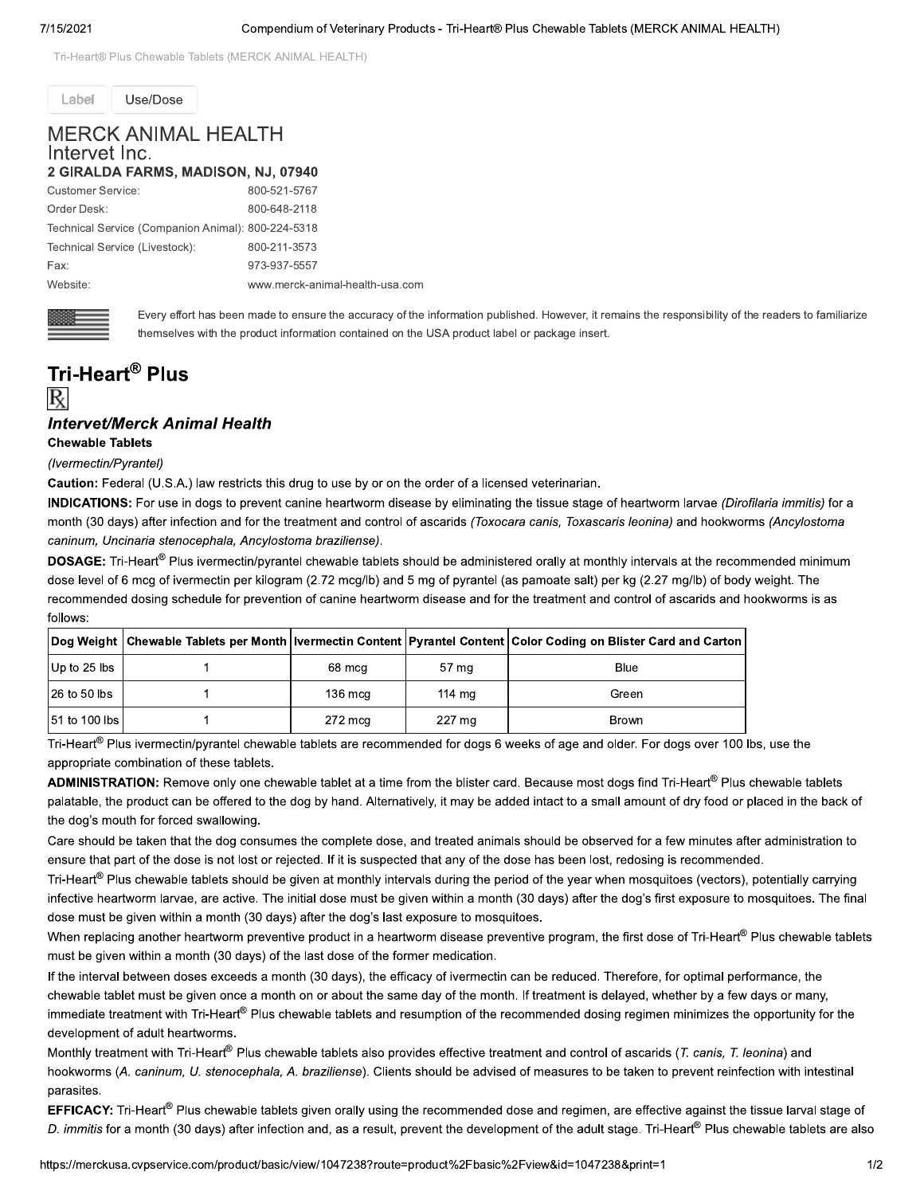Tri-Heart® Plus Chewable Tablets (MERCK ANIMAL HEALTH)

Label | Use/Dose

## MERCK ANIMAL HEALTH
Intervet Inc.
**2 GIRALDA FARMS, MADISON, NJ, 07940**

| | |
|---|---|
| Customer Service: | 800-521-5767 |
| Order Desk: | 800-648-2118 |
| Technical Service (Companion Animal): | 800-224-5318 |
| Technical Service (Livestock): | 800-211-3573 |
| Fax: | 973-937-5557 |
| Website: | www.merck-animal-health-usa.com |

Every effort has been made to ensure the accuracy of the information published. However, it remains the responsibility of the readers to familiarize themselves with the product information contained on the USA product label or package insert.

# Tri-Heart® Plus

℞

### *Intervet/Merck Animal Health*

**Chewable Tablets**

*(Ivermectin/Pyrantel)*

**Caution:** Federal (U.S.A.) law restricts this drug to use by or on the order of a licensed veterinarian.

**INDICATIONS:** For use in dogs to prevent canine heartworm disease by eliminating the tissue stage of heartworm larvae *(Dirofilaria immitis)* for a month (30 days) after infection and for the treatment and control of ascarids *(Toxocara canis, Toxascaris leonina)* and hookworms *(Ancylostoma caninum, Uncinaria stenocephala, Ancylostoma braziliense)*.

**DOSAGE:** Tri-Heart® Plus ivermectin/pyrantel chewable tablets should be administered orally at monthly intervals at the recommended minimum dose level of 6 mcg of ivermectin per kilogram (2.72 mcg/lb) and 5 mg of pyrantel (as pamoate salt) per kg (2.27 mg/lb) of body weight. The recommended dosing schedule for prevention of canine heartworm disease and for the treatment and control of ascarids and hookworms is as follows:

| Dog Weight | Chewable Tablets per Month | Ivermectin Content | Pyrantel Content | Color Coding on Blister Card and Carton |
|---|---|---|---|---|
| Up to 25 lbs | 1 | 68 mcg | 57 mg | Blue |
| 26 to 50 lbs | 1 | 136 mcg | 114 mg | Green |
| 51 to 100 lbs | 1 | 272 mcg | 227 mg | Brown |

Tri-Heart® Plus ivermectin/pyrantel chewable tablets are recommended for dogs 6 weeks of age and older. For dogs over 100 lbs, use the appropriate combination of these tablets.

**ADMINISTRATION:** Remove only one chewable tablet at a time from the blister card. Because most dogs find Tri-Heart® Plus chewable tablets palatable, the product can be offered to the dog by hand. Alternatively, it may be added intact to a small amount of dry food or placed in the back of the dog's mouth for forced swallowing.

Care should be taken that the dog consumes the complete dose, and treated animals should be observed for a few minutes after administration to ensure that part of the dose is not lost or rejected. If it is suspected that any of the dose has been lost, redosing is recommended.

Tri-Heart® Plus chewable tablets should be given at monthly intervals during the period of the year when mosquitoes (vectors), potentially carrying infective heartworm larvae, are active. The initial dose must be given within a month (30 days) after the dog's first exposure to mosquitoes. The final dose must be given within a month (30 days) after the dog's last exposure to mosquitoes.

When replacing another heartworm preventive product in a heartworm disease preventive program, the first dose of Tri-Heart® Plus chewable tablets must be given within a month (30 days) of the last dose of the former medication.

If the interval between doses exceeds a month (30 days), the efficacy of ivermectin can be reduced. Therefore, for optimal performance, the chewable tablet must be given once a month on or about the same day of the month. If treatment is delayed, whether by a few days or many, immediate treatment with Tri-Heart® Plus chewable tablets and resumption of the recommended dosing regimen minimizes the opportunity for the development of adult heartworms.

Monthly treatment with Tri-Heart® Plus chewable tablets also provides effective treatment and control of ascarids (*T. canis, T. leonina*) and hookworms (*A. caninum, U. stenocephala, A. braziliense*). Clients should be advised of measures to be taken to prevent reinfection with intestinal parasites.

**EFFICACY:** Tri-Heart® Plus chewable tablets given orally using the recommended dose and regimen, are effective against the tissue larval stage of *D. immitis* for a month (30 days) after infection and, as a result, prevent the development of the adult stage. Tri-Heart® Plus chewable tablets are also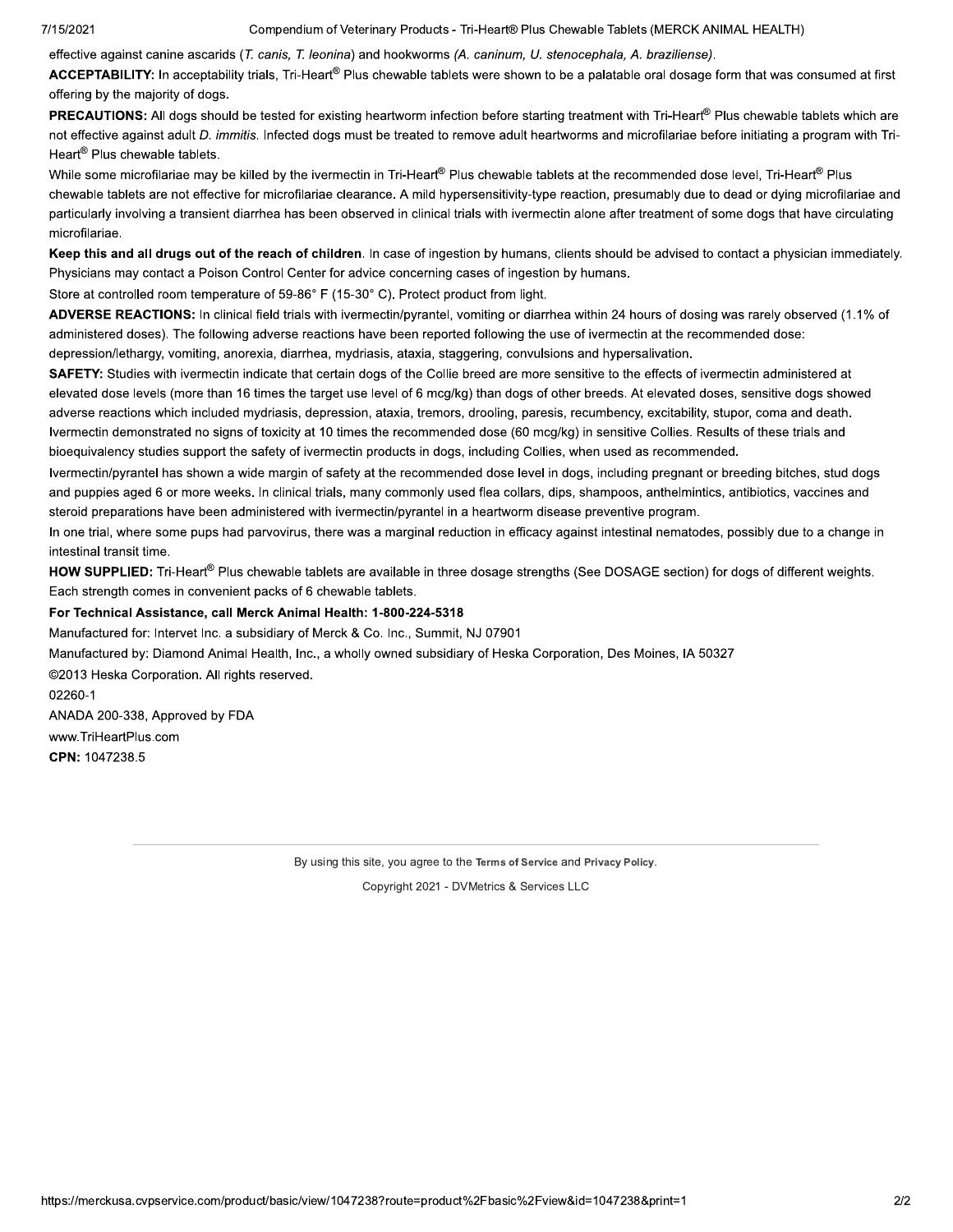effective against canine ascarids (*T. canis, T. leonina*) and hookworms *(A. caninum, U. stenocephala, A. braziliense)*.

**ACCEPTABILITY:** In acceptability trials, Tri-Heart® Plus chewable tablets were shown to be a palatable oral dosage form that was consumed at first offering by the majority of dogs.

**PRECAUTIONS:** All dogs should be tested for existing heartworm infection before starting treatment with Tri-Heart® Plus chewable tablets which are not effective against adult *D. immitis*. Infected dogs must be treated to remove adult heartworms and microfilariae before initiating a program with Tri-Heart® Plus chewable tablets.

While some microfilariae may be killed by the ivermectin in Tri-Heart® Plus chewable tablets at the recommended dose level, Tri-Heart® Plus chewable tablets are not effective for microfilariae clearance. A mild hypersensitivity-type reaction, presumably due to dead or dying microfilariae and particularly involving a transient diarrhea has been observed in clinical trials with ivermectin alone after treatment of some dogs that have circulating microfilariae.

**Keep this and all drugs out of the reach of children**. In case of ingestion by humans, clients should be advised to contact a physician immediately. Physicians may contact a Poison Control Center for advice concerning cases of ingestion by humans.

Store at controlled room temperature of 59-86° F (15-30° C). Protect product from light.

**ADVERSE REACTIONS:** In clinical field trials with ivermectin/pyrantel, vomiting or diarrhea within 24 hours of dosing was rarely observed (1.1% of administered doses). The following adverse reactions have been reported following the use of ivermectin at the recommended dose: depression/lethargy, vomiting, anorexia, diarrhea, mydriasis, ataxia, staggering, convulsions and hypersalivation.

**SAFETY:** Studies with ivermectin indicate that certain dogs of the Collie breed are more sensitive to the effects of ivermectin administered at elevated dose levels (more than 16 times the target use level of 6 mcg/kg) than dogs of other breeds. At elevated doses, sensitive dogs showed adverse reactions which included mydriasis, depression, ataxia, tremors, drooling, paresis, recumbency, excitability, stupor, coma and death. Ivermectin demonstrated no signs of toxicity at 10 times the recommended dose (60 mcg/kg) in sensitive Collies. Results of these trials and bioequivalency studies support the safety of ivermectin products in dogs, including Collies, when used as recommended.

Ivermectin/pyrantel has shown a wide margin of safety at the recommended dose level in dogs, including pregnant or breeding bitches, stud dogs and puppies aged 6 or more weeks. In clinical trials, many commonly used flea collars, dips, shampoos, anthelmintics, antibiotics, vaccines and steroid preparations have been administered with ivermectin/pyrantel in a heartworm disease preventive program.

In one trial, where some pups had parvovirus, there was a marginal reduction in efficacy against intestinal nematodes, possibly due to a change in intestinal transit time.

**HOW SUPPLIED:** Tri-Heart® Plus chewable tablets are available in three dosage strengths (See DOSAGE section) for dogs of different weights. Each strength comes in convenient packs of 6 chewable tablets.

**For Technical Assistance, call Merck Animal Health: 1-800-224-5318**

Manufactured for: Intervet Inc. a subsidiary of Merck & Co. Inc., Summit, NJ 07901

Manufactured by: Diamond Animal Health, Inc., a wholly owned subsidiary of Heska Corporation, Des Moines, IA 50327

©2013 Heska Corporation. All rights reserved.

02260-1

ANADA 200-338, Approved by FDA

www.TriHeartPlus.com

**CPN:** 1047238.5

By using this site, you agree to the Terms of Service and Privacy Policy.

Copyright 2021 - DVMetrics & Services LLC